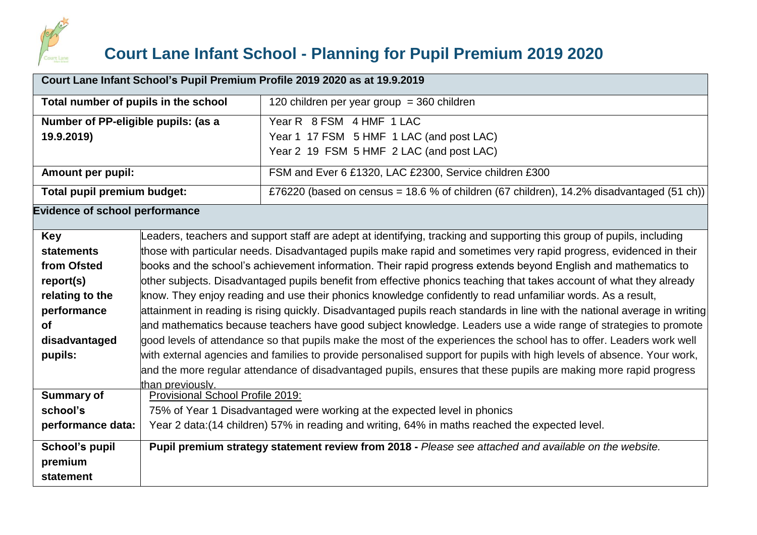# Court Lane Infant School - Planning for Pupil Premium 2019 2020

| Court Lane Infant School's Pupil Premium Profile 2019 2020 as at 19.9.2019 | |
|---|---|
| **Total number of pupils in the school** | 120 children per year group = 360 children |
| **Number of PP-eligible pupils: (as a 19.9.2019)** | Year R 8 FSM 4 HMF 1 LAC<br>Year 1 17 FSM 5 HMF 1 LAC (and post LAC)<br>Year 2 19 FSM 5 HMF 2 LAC (and post LAC) |
| **Amount per pupil:** | FSM and Ever 6 £1320, LAC £2300, Service children £300 |
| **Total pupil premium budget:** | £76220 (based on census = 18.6 % of children (67 children), 14.2% disadvantaged (51 ch)) |

**Evidence of school performance**

| | |
|---|---|
| **Key statements from Ofsted report(s) relating to the performance of disadvantaged pupils:** | Leaders, teachers and support staff are adept at identifying, tracking and supporting this group of pupils, including those with particular needs. Disadvantaged pupils make rapid and sometimes very rapid progress, evidenced in their books and the school's achievement information. Their rapid progress extends beyond English and mathematics to other subjects. Disadvantaged pupils benefit from effective phonics teaching that takes account of what they already know. They enjoy reading and use their phonics knowledge confidently to read unfamiliar words. As a result, attainment in reading is rising quickly. Disadvantaged pupils reach standards in line with the national average in writing and mathematics because teachers have good subject knowledge. Leaders use a wide range of strategies to promote good levels of attendance so that pupils make the most of the experiences the school has to offer. Leaders work well with external agencies and families to provide personalised support for pupils with high levels of absence. Your work, and the more regular attendance of disadvantaged pupils, ensures that these pupils are making more rapid progress than previously. |
| **Summary of school's performance data:** | Provisional School Profile 2019:<br>75% of Year 1 Disadvantaged were working at the expected level in phonics<br>Year 2 data:(14 children) 57% in reading and writing, 64% in maths reached the expected level. |
| **School's pupil premium statement** | **Pupil premium strategy statement review from 2018 -** *Please see attached and available on the website.* |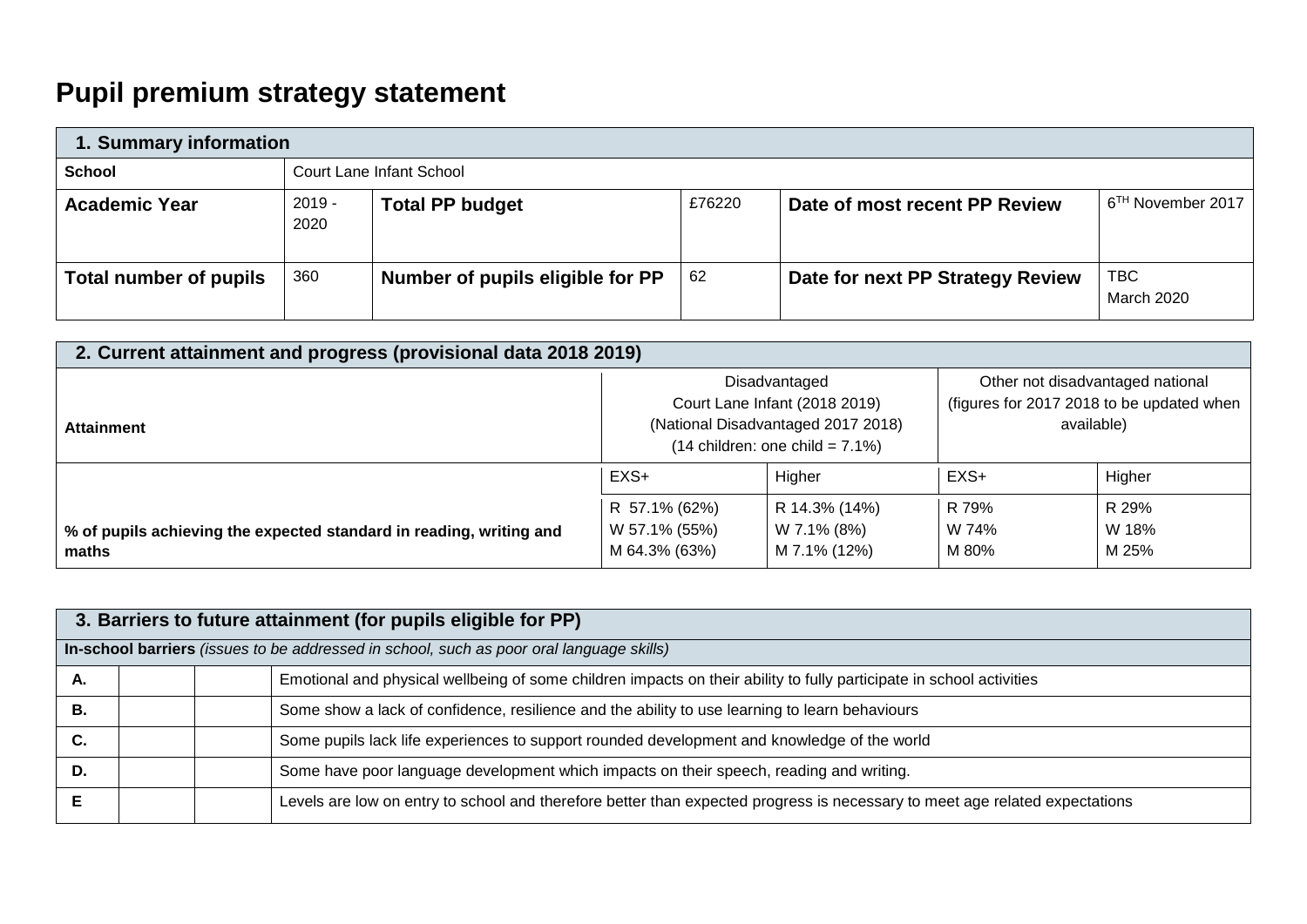# Pupil premium strategy statement

| 1. Summary information | | | | | |
|---|---|---|---|---|---|
| **School** | Court Lane Infant School | | | | |
| **Academic Year** | 2019 - 2020 | **Total PP budget** | £76220 | **Date of most recent PP Review** | 6TH November 2017 |
| **Total number of pupils** | 360 | **Number of pupils eligible for PP** | 62 | **Date for next PP Strategy Review** | TBC March 2020 |

| 2. Current attainment and progress (provisional data 2018 2019) | | | | |
|---|---|---|---|---|
| **Attainment** | Disadvantaged Court Lane Infant (2018 2019) (National Disadvantaged 2017 2018) (14 children: one child = 7.1%) | | Other not disadvantaged national (figures for 2017 2018 to be updated when available) | |
| | EXS+ | Higher | EXS+ | Higher |
| **% of pupils achieving the expected standard in reading, writing and maths** | R 57.1% (62%)<br>W 57.1% (55%)<br>M 64.3% (63%) | R 14.3% (14%)<br>W 7.1% (8%)<br>M 7.1% (12%) | R 79%<br>W 74%<br>M 80% | R 29%<br>W 18%<br>M 25% |

| 3. Barriers to future attainment (for pupils eligible for PP) | | | |
|---|---|---|---|
| **In-school barriers** *(issues to be addressed in school, such as poor oral language skills)* | | | |
| **A.** | | | Emotional and physical wellbeing of some children impacts on their ability to fully participate in school activities |
| **B.** | | | Some show a lack of confidence, resilience and the ability to use learning to learn behaviours |
| **C.** | | | Some pupils lack life experiences to support rounded development and knowledge of the world |
| **D.** | | | Some have poor language development which impacts on their speech, reading and writing. |
| **E** | | | Levels are low on entry to school and therefore better than expected progress is necessary to meet age related expectations |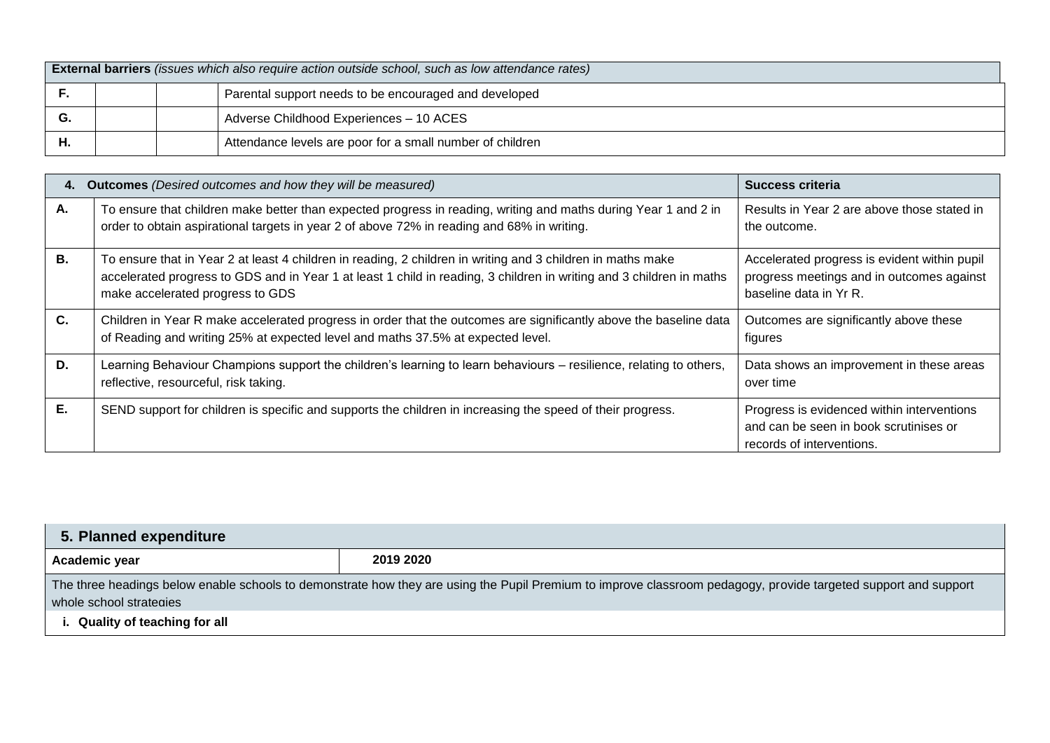| **External barriers** *(issues which also require action outside school, such as low attendance rates)* | | | |
|---|---|---|---|
| **F.** | | | Parental support needs to be encouraged and developed |
| **G.** | | | Adverse Childhood Experiences – 10 ACES |
| **H.** | | | Attendance levels are poor for a small number of children |

| **4. Outcomes** *(Desired outcomes and how they will be measured)* | | **Success criteria** |
|---|---|---|
| **A.** | To ensure that children make better than expected progress in reading, writing and maths during Year 1 and 2 in order to obtain aspirational targets in year 2 of above 72% in reading and 68% in writing. | Results in Year 2 are above those stated in the outcome. |
| **B.** | To ensure that in Year 2 at least 4 children in reading, 2 children in writing and 3 children in maths make accelerated progress to GDS and in Year 1 at least 1 child in reading, 3 children in writing and 3 children in maths make accelerated progress to GDS | Accelerated progress is evident within pupil progress meetings and in outcomes against baseline data in Yr R. |
| **C.** | Children in Year R make accelerated progress in order that the outcomes are significantly above the baseline data of Reading and writing 25% at expected level and maths 37.5% at expected level. | Outcomes are significantly above these figures |
| **D.** | Learning Behaviour Champions support the children's learning to learn behaviours – resilience, relating to others, reflective, resourceful, risk taking. | Data shows an improvement in these areas over time |
| **E.** | SEND support for children is specific and supports the children in increasing the speed of their progress. | Progress is evidenced within interventions and can be seen in book scrutinises or records of interventions. |

| **5. Planned expenditure** | |
|---|---|
| **Academic year** | **2019 2020** |
| The three headings below enable schools to demonstrate how they are using the Pupil Premium to improve classroom pedagogy, provide targeted support and support whole school strategies | |
| **i. Quality of teaching for all** | |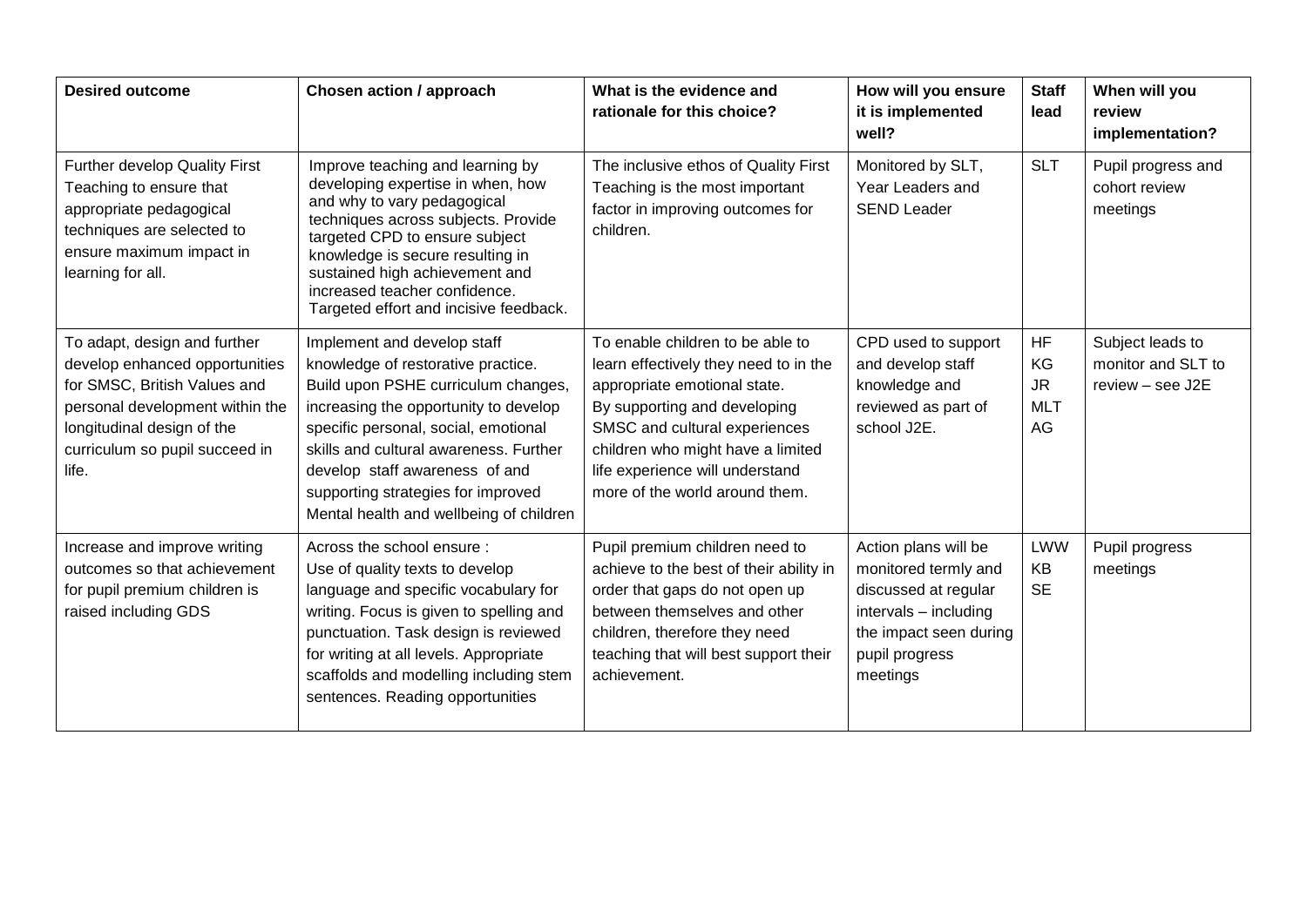| Desired outcome | Chosen action / approach | What is the evidence and rationale for this choice? | How will you ensure it is implemented well? | Staff lead | When will you review implementation? |
|---|---|---|---|---|---|
| Further develop Quality First Teaching to ensure that appropriate pedagogical techniques are selected to ensure maximum impact in learning for all. | Improve teaching and learning by developing expertise in when, how and why to vary pedagogical techniques across subjects. Provide targeted CPD to ensure subject knowledge is secure resulting in sustained high achievement and increased teacher confidence. Targeted effort and incisive feedback. | The inclusive ethos of Quality First Teaching is the most important factor in improving outcomes for children. | Monitored by SLT, Year Leaders and SEND Leader | SLT | Pupil progress and cohort review meetings |
| To adapt, design and further develop enhanced opportunities for SMSC, British Values and personal development within the longitudinal design of the curriculum so pupil succeed in life. | Implement and develop staff knowledge of restorative practice. Build upon PSHE curriculum changes, increasing the opportunity to develop specific personal, social, emotional skills and cultural awareness. Further develop staff awareness of and supporting strategies for improved Mental health and wellbeing of children | To enable children to be able to learn effectively they need to in the appropriate emotional state. By supporting and developing SMSC and cultural experiences children who might have a limited life experience will understand more of the world around them. | CPD used to support and develop staff knowledge and reviewed as part of school J2E. | HF KG JR MLT AG | Subject leads to monitor and SLT to review – see J2E |
| Increase and improve writing outcomes so that achievement for pupil premium children is raised including GDS | Across the school ensure : Use of quality texts to develop language and specific vocabulary for writing. Focus is given to spelling and punctuation. Task design is reviewed for writing at all levels. Appropriate scaffolds and modelling including stem sentences. Reading opportunities | Pupil premium children need to achieve to the best of their ability in order that gaps do not open up between themselves and other children, therefore they need teaching that will best support their achievement. | Action plans will be monitored termly and discussed at regular intervals – including the impact seen during pupil progress meetings | LWW KB SE | Pupil progress meetings |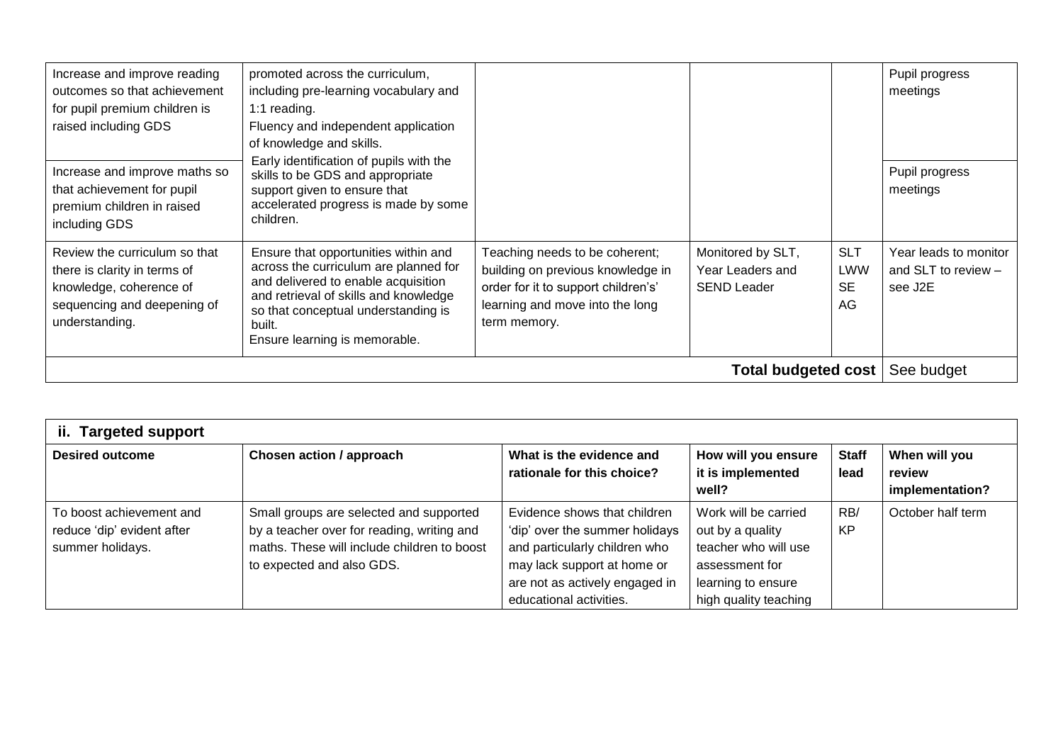| | | | | | |
|---|---|---|---|---|---|
| Increase and improve reading outcomes so that achievement for pupil premium children is raised including GDS | promoted across the curriculum, including pre-learning vocabulary and 1:1 reading. Fluency and independent application of knowledge and skills. Early identification of pupils with the skills to be GDS and appropriate support given to ensure that accelerated progress is made by some children. | | | | Pupil progress meetings |
| Increase and improve maths so that achievement for pupil premium children in raised including GDS | | | | | Pupil progress meetings |
| Review the curriculum so that there is clarity in terms of knowledge, coherence of sequencing and deepening of understanding. | Ensure that opportunities within and across the curriculum are planned for and delivered to enable acquisition and retrieval of skills and knowledge so that conceptual understanding is built. Ensure learning is memorable. | Teaching needs to be coherent; building on previous knowledge in order for it to support children's' learning and move into the long term memory. | Monitored by SLT, Year Leaders and SEND Leader | SLT LWW SE AG | Year leads to monitor and SLT to review – see J2E |
| | | | | **Total budgeted cost** | See budget |

| **ii. Targeted support** | | | | | |
|---|---|---|---|---|---|
| **Desired outcome** | **Chosen action / approach** | **What is the evidence and rationale for this choice?** | **How will you ensure it is implemented well?** | **Staff lead** | **When will you review implementation?** |
| To boost achievement and reduce 'dip' evident after summer holidays. | Small groups are selected and supported by a teacher over for reading, writing and maths. These will include children to boost to expected and also GDS. | Evidence shows that children 'dip' over the summer holidays and particularly children who may lack support at home or are not as actively engaged in educational activities. | Work will be carried out by a quality teacher who will use assessment for learning to ensure high quality teaching | RB/ KP | October half term |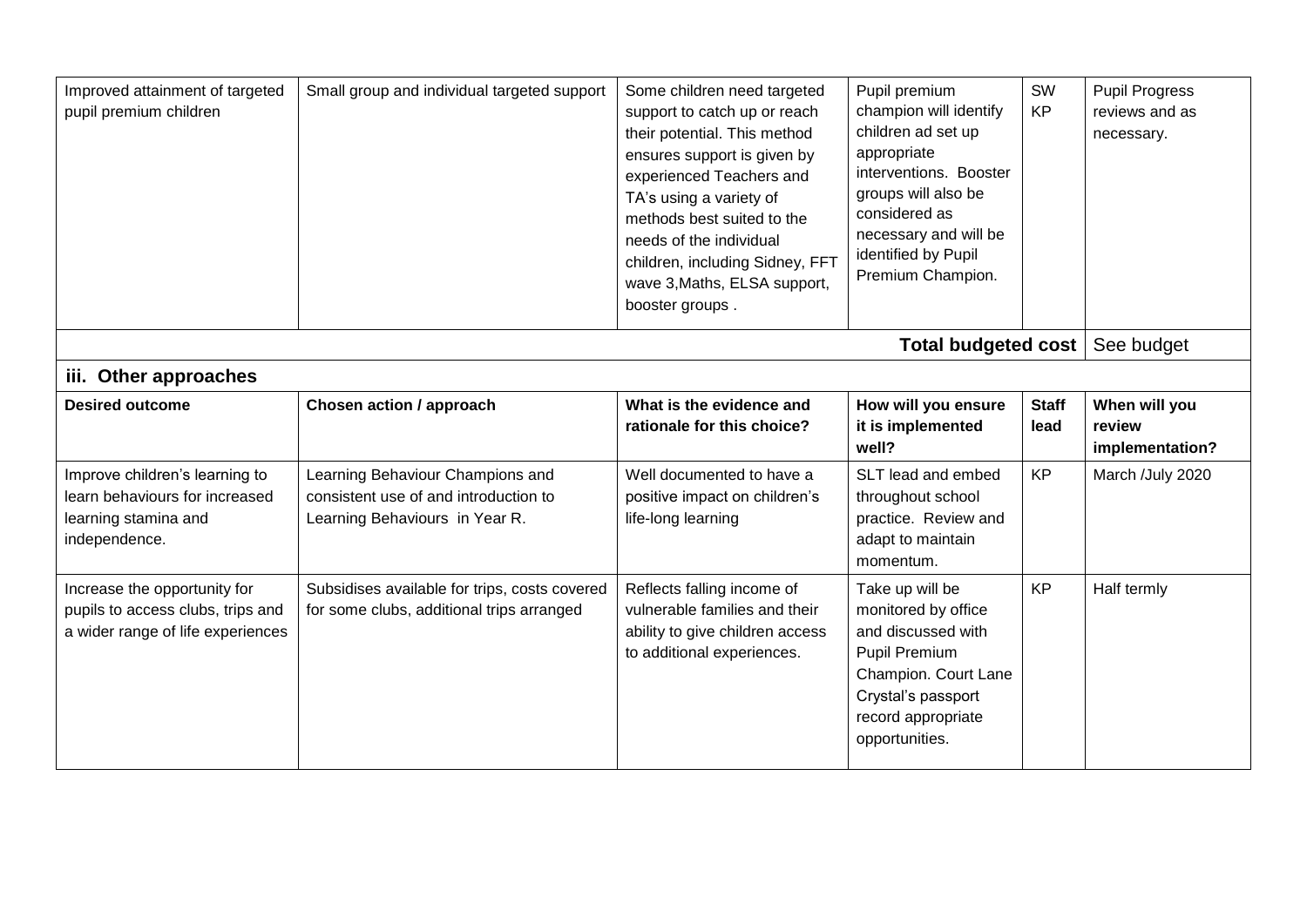| | | | | | |
|---|---|---|---|---|---|
| Improved attainment of targeted pupil premium children | Small group and individual targeted support | Some children need targeted support to catch up or reach their potential. This method ensures support is given by experienced Teachers and TA's using a variety of methods best suited to the needs of the individual children, including Sidney, FFT wave 3,Maths, ELSA support, booster groups . | Pupil premium champion will identify children ad set up appropriate interventions. Booster groups will also be considered as necessary and will be identified by Pupil Premium Champion. | SW KP | Pupil Progress reviews and as necessary. |
| | | | | **Total budgeted cost** | See budget |

**iii. Other approaches**

| Desired outcome | Chosen action / approach | What is the evidence and rationale for this choice? | How will you ensure it is implemented well? | Staff lead | When will you review implementation? |
|---|---|---|---|---|---|
| Improve children's learning to learn behaviours for increased learning stamina and independence. | Learning Behaviour Champions and consistent use of and introduction to Learning Behaviours in Year R. | Well documented to have a positive impact on children's life-long learning | SLT lead and embed throughout school practice. Review and adapt to maintain momentum. | KP | March /July 2020 |
| Increase the opportunity for pupils to access clubs, trips and a wider range of life experiences | Subsidises available for trips, costs covered for some clubs, additional trips arranged | Reflects falling income of vulnerable families and their ability to give children access to additional experiences. | Take up will be monitored by office and discussed with Pupil Premium Champion. Court Lane Crystal's passport record appropriate opportunities. | KP | Half termly |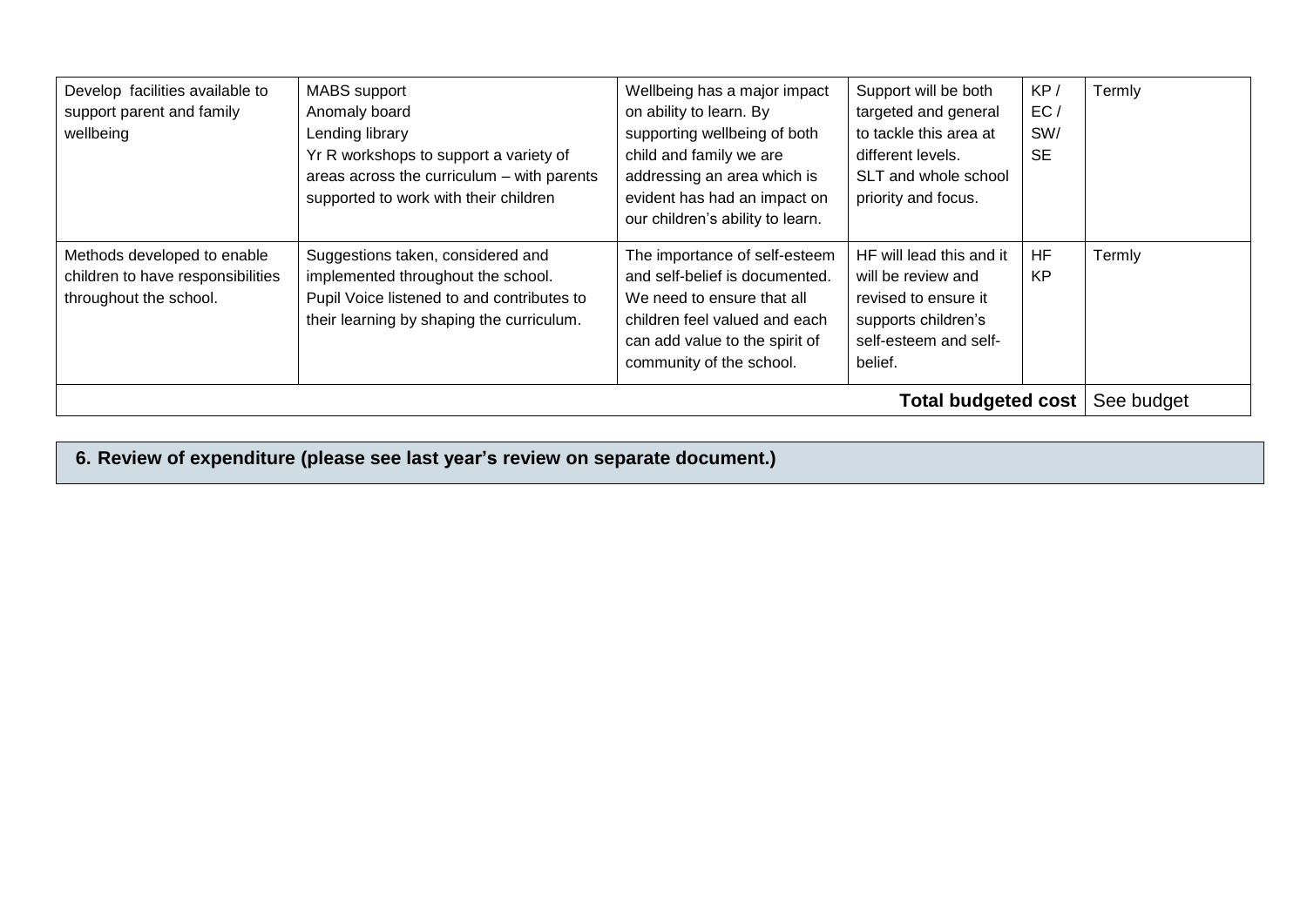| | | | | | |
|---|---|---|---|---|---|
| Develop facilities available to support parent and family wellbeing | MABS support<br>Anomaly board<br>Lending library<br>Yr R workshops to support a variety of areas across the curriculum – with parents supported to work with their children | Wellbeing has a major impact on ability to learn. By supporting wellbeing of both child and family we are addressing an area which is evident has had an impact on our children's ability to learn. | Support will be both targeted and general to tackle this area at different levels.<br>SLT and whole school priority and focus. | KP / EC / SW/ SE | Termly |
| Methods developed to enable children to have responsibilities throughout the school. | Suggestions taken, considered and implemented throughout the school.<br>Pupil Voice listened to and contributes to their learning by shaping the curriculum. | The importance of self-esteem and self-belief is documented. We need to ensure that all children feel valued and each can add value to the spirit of community of the school. | HF will lead this and it will be review and revised to ensure it supports children's self-esteem and self-belief. | HF KP | Termly |
| | | | | **Total budgeted cost** | See budget |

## 6. Review of expenditure (please see last year's review on separate document.)